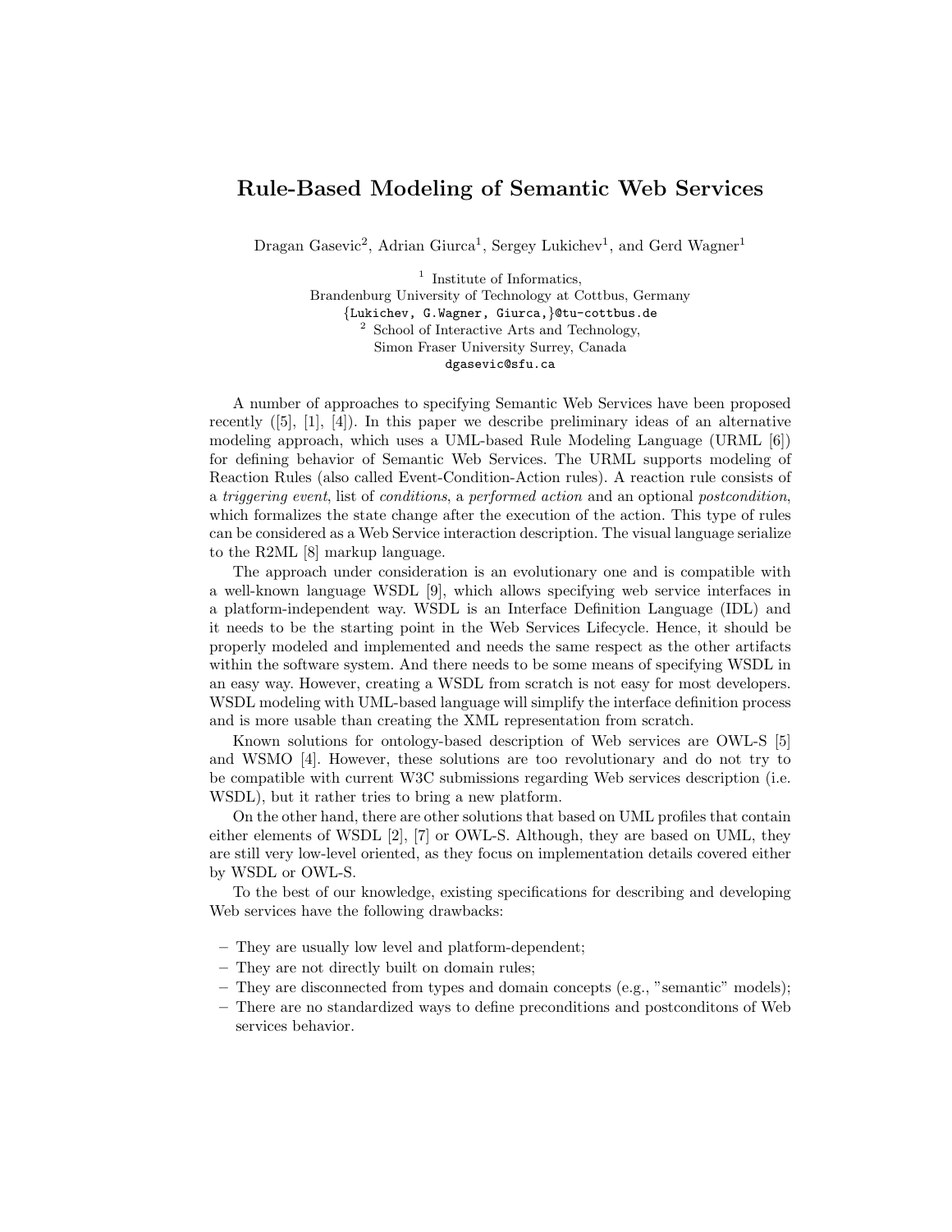# Rule-Based Modeling of Semantic Web Services

Dragan Gasevic[2], Adrian Giurca[1], Sergey Lukichev[1], and Gerd Wagner[1]

[1] Institute of Informatics,
Brandenburg University of Technology at Cottbus, Germany
{Lukichev, G.Wagner, Giurca,}@tu-cottbus.de

[2] School of Interactive Arts and Technology,
Simon Fraser University Surrey, Canada
dgasevic@sfu.ca

A number of approaches to specifying Semantic Web Services have been proposed recently ([5], [1], [4]). In this paper we describe preliminary ideas of an alternative modeling approach, which uses a UML-based Rule Modeling Language (URML [6]) for defining behavior of Semantic Web Services. The URML supports modeling of Reaction Rules (also called Event-Condition-Action rules). A reaction rule consists of a *triggering event*, list of *conditions*, a *performed action* and an optional *postcondition*, which formalizes the state change after the execution of the action. This type of rules can be considered as a Web Service interaction description. The visual language serialize to the R2ML [8] markup language.

The approach under consideration is an evolutionary one and is compatible with a well-known language WSDL [9], which allows specifying web service interfaces in a platform-independent way. WSDL is an Interface Definition Language (IDL) and it needs to be the starting point in the Web Services Lifecycle. Hence, it should be properly modeled and implemented and needs the same respect as the other artifacts within the software system. And there needs to be some means of specifying WSDL in an easy way. However, creating a WSDL from scratch is not easy for most developers. WSDL modeling with UML-based language will simplify the interface definition process and is more usable than creating the XML representation from scratch.

Known solutions for ontology-based description of Web services are OWL-S [5] and WSMO [4]. However, these solutions are too revolutionary and do not try to be compatible with current W3C submissions regarding Web services description (i.e. WSDL), but it rather tries to bring a new platform.

On the other hand, there are other solutions that based on UML profiles that contain either elements of WSDL [2], [7] or OWL-S. Although, they are based on UML, they are still very low-level oriented, as they focus on implementation details covered either by WSDL or OWL-S.

To the best of our knowledge, existing specifications for describing and developing Web services have the following drawbacks:

- They are usually low level and platform-dependent;
- They are not directly built on domain rules;
- They are disconnected from types and domain concepts (e.g., "semantic" models);
- There are no standardized ways to define preconditions and postconditons of Web services behavior.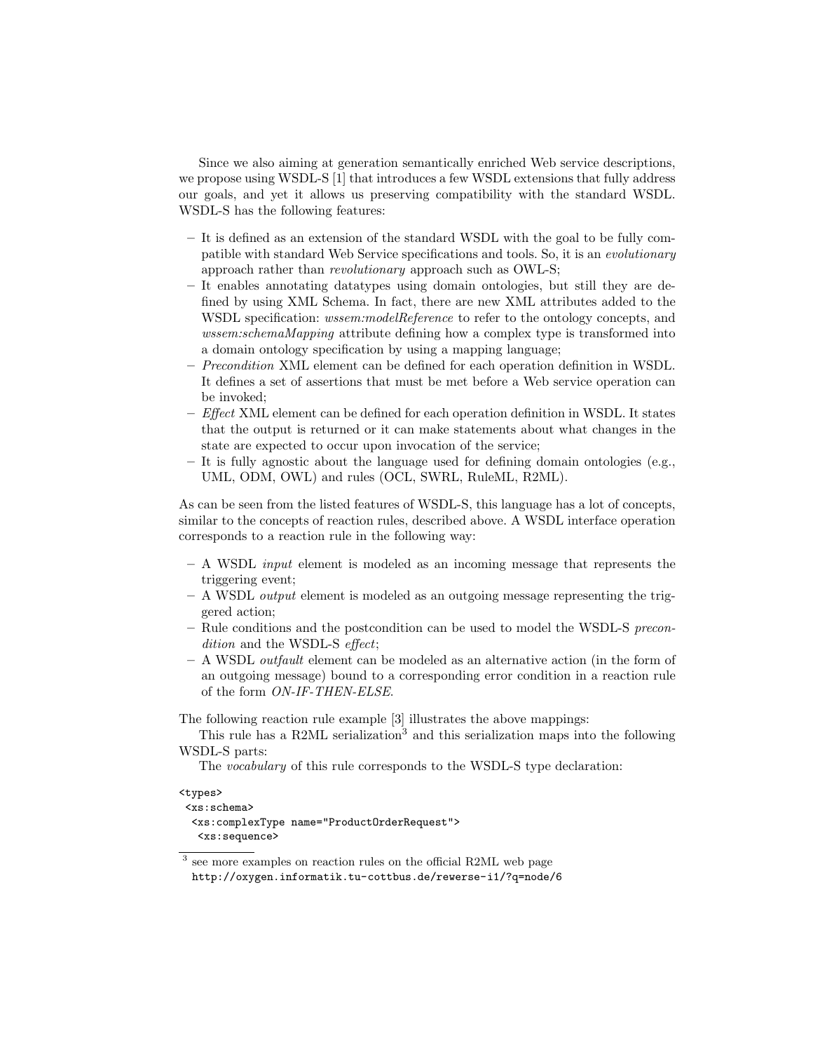Since we also aiming at generation semantically enriched Web service descriptions, we propose using WSDL-S [1] that introduces a few WSDL extensions that fully address our goals, and yet it allows us preserving compatibility with the standard WSDL. WSDL-S has the following features:

- It is defined as an extension of the standard WSDL with the goal to be fully compatible with standard Web Service specifications and tools. So, it is an *evolutionary* approach rather than *revolutionary* approach such as OWL-S;
- It enables annotating datatypes using domain ontologies, but still they are defined by using XML Schema. In fact, there are new XML attributes added to the WSDL specification: *wssem:modelReference* to refer to the ontology concepts, and *wssem:schemaMapping* attribute defining how a complex type is transformed into a domain ontology specification by using a mapping language;
- *Precondition* XML element can be defined for each operation definition in WSDL. It defines a set of assertions that must be met before a Web service operation can be invoked;
- *Effect* XML element can be defined for each operation definition in WSDL. It states that the output is returned or it can make statements about what changes in the state are expected to occur upon invocation of the service;
- It is fully agnostic about the language used for defining domain ontologies (e.g., UML, ODM, OWL) and rules (OCL, SWRL, RuleML, R2ML).

As can be seen from the listed features of WSDL-S, this language has a lot of concepts, similar to the concepts of reaction rules, described above. A WSDL interface operation corresponds to a reaction rule in the following way:

- A WSDL *input* element is modeled as an incoming message that represents the triggering event;
- A WSDL *output* element is modeled as an outgoing message representing the triggered action;
- Rule conditions and the postcondition can be used to model the WSDL-S *precondition* and the WSDL-S *effect*;
- A WSDL *outfault* element can be modeled as an alternative action (in the form of an outgoing message) bound to a corresponding error condition in a reaction rule of the form *ON-IF-THEN-ELSE*.

The following reaction rule example [3] illustrates the above mappings:

This rule has a R2ML serialization[3] and this serialization maps into the following WSDL-S parts:

The *vocabulary* of this rule corresponds to the WSDL-S type declaration:

```
<types>
 <xs:schema>
  <xs:complexType name="ProductOrderRequest">
   <xs:sequence>
```

[3] see more examples on reaction rules on the official R2ML web page http://oxygen.informatik.tu-cottbus.de/rewerse-i1/?q=node/6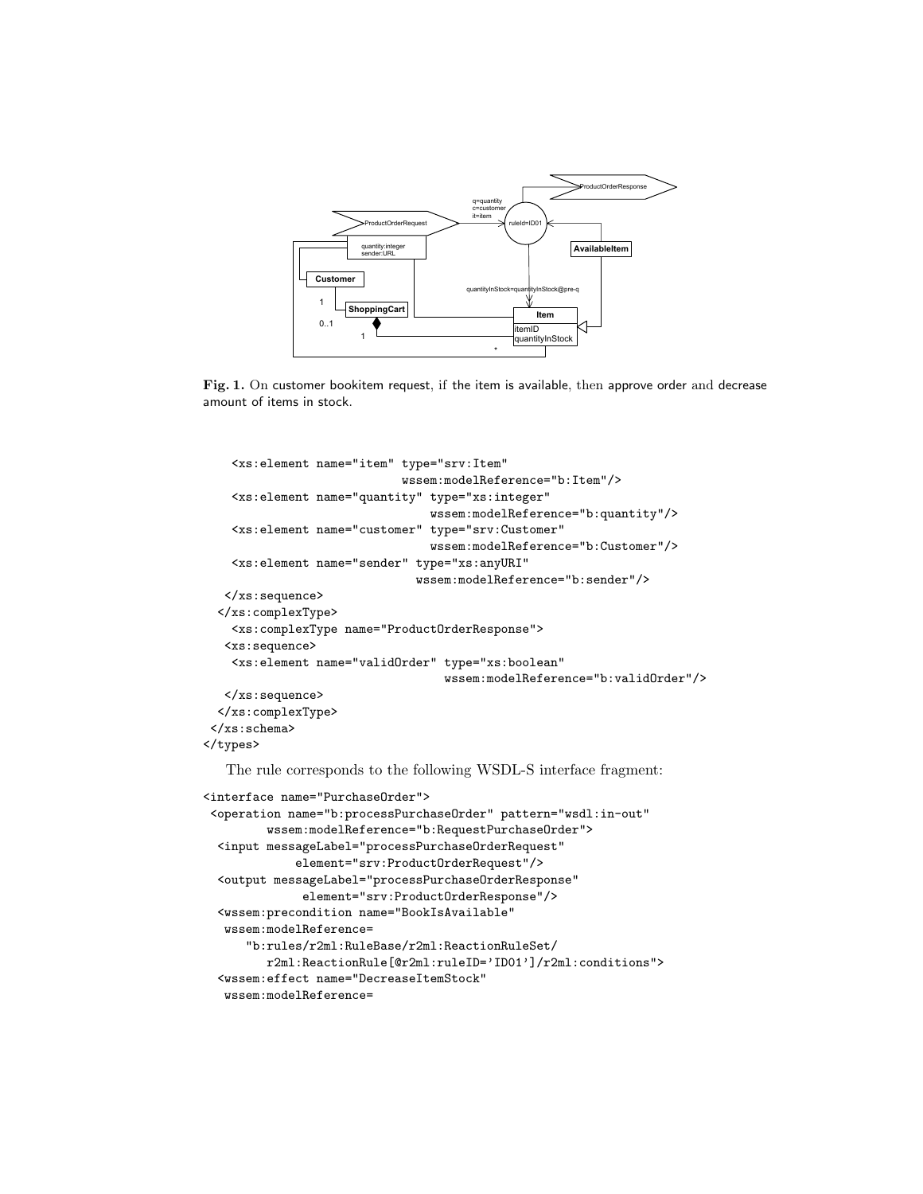Fig. 1. On customer bookitem request, if the item is available, then approve order and decrease amount of items in stock.

```
    <xs:element name="item" type="srv:Item"
                        wssem:modelReference="b:Item"/>
    <xs:element name="quantity" type="xs:integer"
                            wssem:modelReference="b:quantity"/>
    <xs:element name="customer" type="srv:Customer"
                            wssem:modelReference="b:Customer"/>
    <xs:element name="sender" type="xs:anyURI"
                          wssem:modelReference="b:sender"/>
   </xs:sequence>
  </xs:complexType>
    <xs:complexType name="ProductOrderResponse">
   <xs:sequence>
    <xs:element name="validOrder" type="xs:boolean"
                              wssem:modelReference="b:validOrder"/>
   </xs:sequence>
  </xs:complexType>
 </xs:schema>
</types>
```

The rule corresponds to the following WSDL-S interface fragment:

```
<interface name="PurchaseOrder">
 <operation name="b:processPurchaseOrder" pattern="wsdl:in-out"
         wssem:modelReference="b:RequestPurchaseOrder">
  <input messageLabel="processPurchaseOrderRequest"
            element="srv:ProductOrderRequest"/>
  <output messageLabel="processPurchaseOrderResponse"
             element="srv:ProductOrderResponse"/>
  <wssem:precondition name="BookIsAvailable"
   wssem:modelReference=
      "b:rules/r2ml:RuleBase/r2ml:ReactionRuleSet/
         r2ml:ReactionRule[@r2ml:ruleID='ID01']/r2ml:conditions">
  <wssem:effect name="DecreaseItemStock"
   wssem:modelReference=
```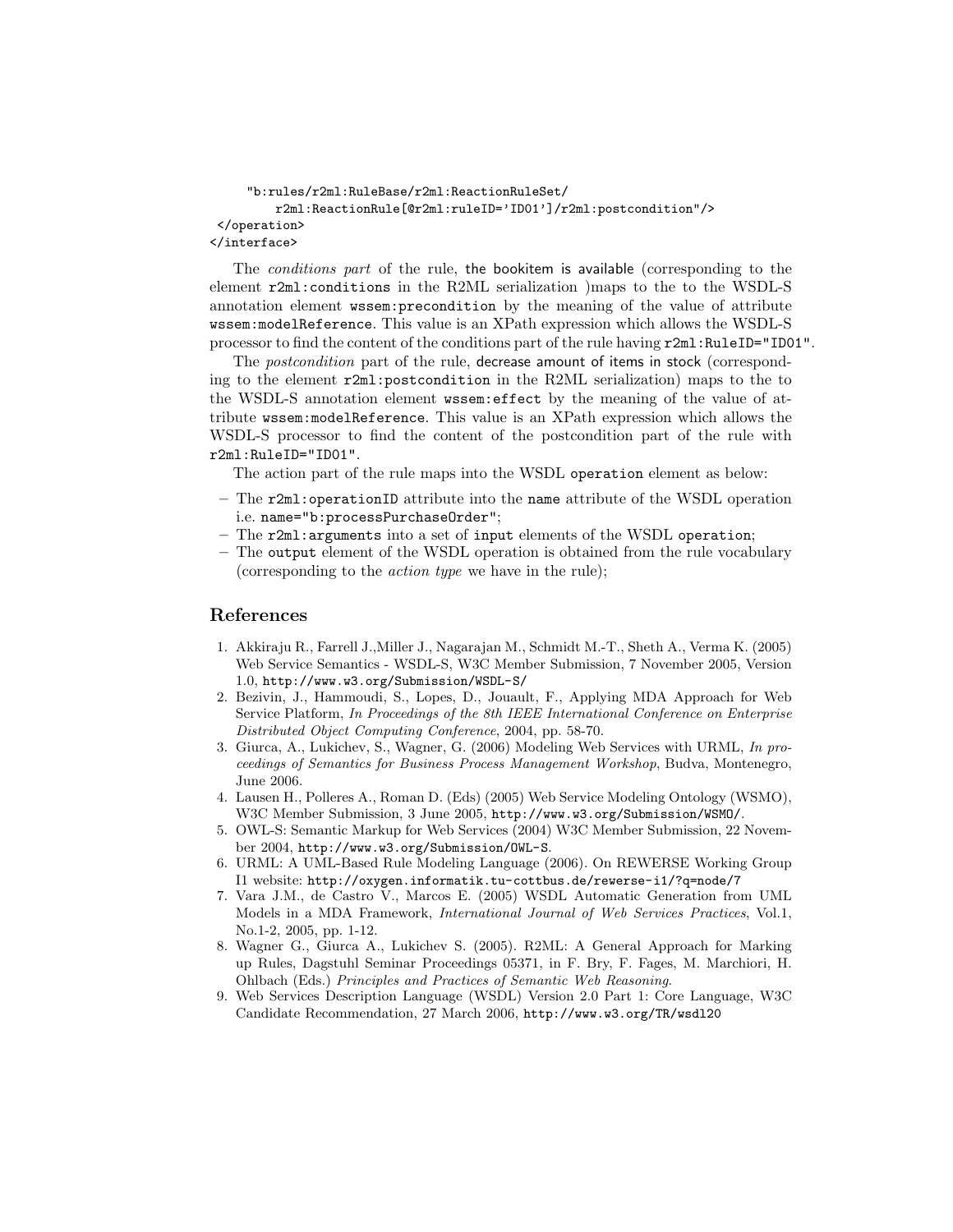```
    "b:rules/r2ml:RuleBase/r2ml:ReactionRuleSet/
        r2ml:ReactionRule[@r2ml:ruleID='ID01']/r2ml:postcondition"/>
 </operation>
</interface>
```

The *conditions part* of the rule, the bookitem is available (corresponding to the element `r2ml:conditions` in the R2ML serialization )maps to the to the WSDL-S annotation element `wssem:precondition` by the meaning of the value of attribute `wssem:modelReference`. This value is an XPath expression which allows the WSDL-S processor to find the content of the conditions part of the rule having `r2ml:RuleID="ID01"`.

The *postcondition* part of the rule, decrease amount of items in stock (corresponding to the element `r2ml:postcondition` in the R2ML serialization) maps to the to the WSDL-S annotation element `wssem:effect` by the meaning of the value of attribute `wssem:modelReference`. This value is an XPath expression which allows the WSDL-S processor to find the content of the postcondition part of the rule with `r2ml:RuleID="ID01"`.

The action part of the rule maps into the WSDL `operation` element as below:

- The `r2ml:operationID` attribute into the `name` attribute of the WSDL operation i.e. `name="b:processPurchaseOrder"`;
- The `r2ml:arguments` into a set of `input` elements of the WSDL `operation`;
- The `output` element of the WSDL operation is obtained from the rule vocabulary (corresponding to the *action type* we have in the rule);

## References

1. Akkiraju R., Farrell J.,Miller J., Nagarajan M., Schmidt M.-T., Sheth A., Verma K. (2005) Web Service Semantics - WSDL-S, W3C Member Submission, 7 November 2005, Version 1.0, `http://www.w3.org/Submission/WSDL-S/`
2. Bezivin, J., Hammoudi, S., Lopes, D., Jouault, F., Applying MDA Approach for Web Service Platform, *In Proceedings of the 8th IEEE International Conference on Enterprise Distributed Object Computing Conference*, 2004, pp. 58-70.
3. Giurca, A., Lukichev, S., Wagner, G. (2006) Modeling Web Services with URML, *In proceedings of Semantics for Business Process Management Workshop*, Budva, Montenegro, June 2006.
4. Lausen H., Polleres A., Roman D. (Eds) (2005) Web Service Modeling Ontology (WSMO), W3C Member Submission, 3 June 2005, `http://www.w3.org/Submission/WSMO/`.
5. OWL-S: Semantic Markup for Web Services (2004) W3C Member Submission, 22 November 2004, `http://www.w3.org/Submission/OWL-S`.
6. URML: A UML-Based Rule Modeling Language (2006). On REWERSE Working Group I1 website: `http://oxygen.informatik.tu-cottbus.de/rewerse-i1/?q=node/7`
7. Vara J.M., de Castro V., Marcos E. (2005) WSDL Automatic Generation from UML Models in a MDA Framework, *International Journal of Web Services Practices*, Vol.1, No.1-2, 2005, pp. 1-12.
8. Wagner G., Giurca A., Lukichev S. (2005). R2ML: A General Approach for Marking up Rules, Dagstuhl Seminar Proceedings 05371, in F. Bry, F. Fages, M. Marchiori, H. Ohlbach (Eds.) *Principles and Practices of Semantic Web Reasoning*.
9. Web Services Description Language (WSDL) Version 2.0 Part 1: Core Language, W3C Candidate Recommendation, 27 March 2006, `http://www.w3.org/TR/wsdl20`